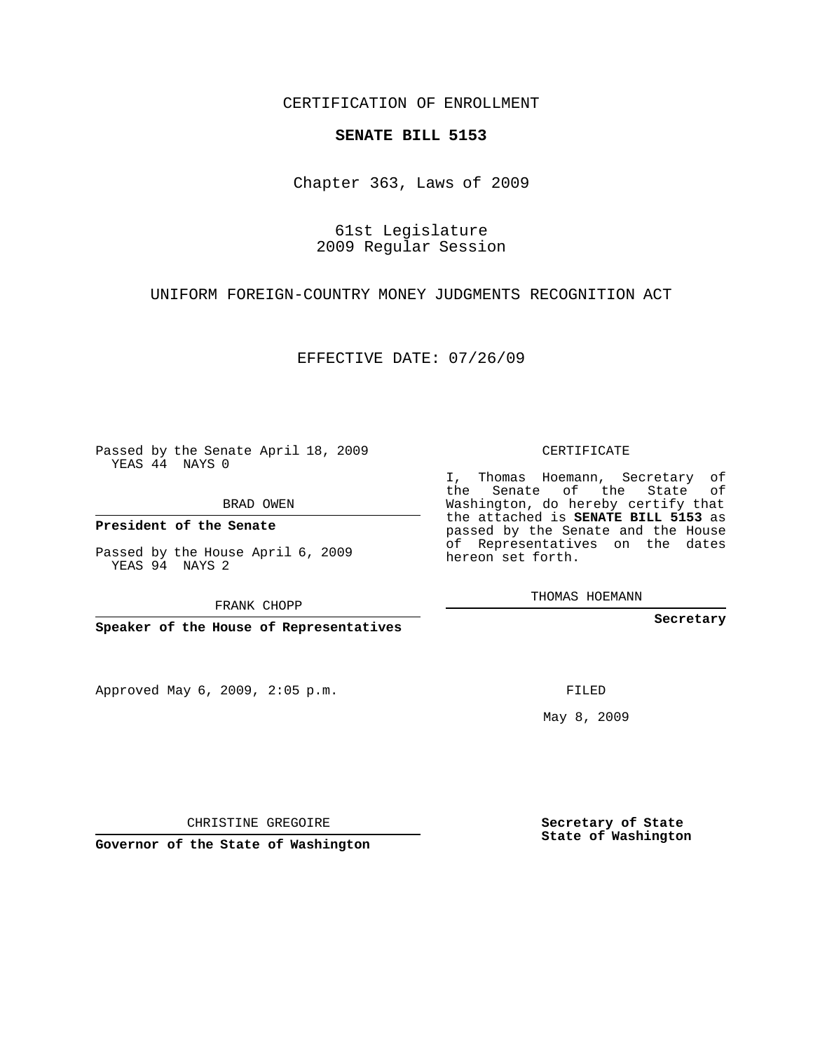CERTIFICATION OF ENROLLMENT

**SENATE BILL 5153**

Chapter 363, Laws of 2009

61st Legislature
2009 Regular Session

UNIFORM FOREIGN-COUNTRY MONEY JUDGMENTS RECOGNITION ACT

EFFECTIVE DATE: 07/26/09

Passed by the Senate April 18, 2009
YEAS 44 NAYS 0

BRAD OWEN

**President of the Senate**

Passed by the House April 6, 2009
YEAS 94 NAYS 2

FRANK CHOPP

**Speaker of the House of Representatives**

CERTIFICATE

I, Thomas Hoemann, Secretary of the Senate of the State of Washington, do hereby certify that the attached is **SENATE BILL 5153** as passed by the Senate and the House of Representatives on the dates hereon set forth.

THOMAS HOEMANN

**Secretary**

Approved May 6, 2009, 2:05 p.m.

FILED

May 8, 2009

CHRISTINE GREGOIRE

**Governor of the State of Washington**

**Secretary of State**
**State of Washington**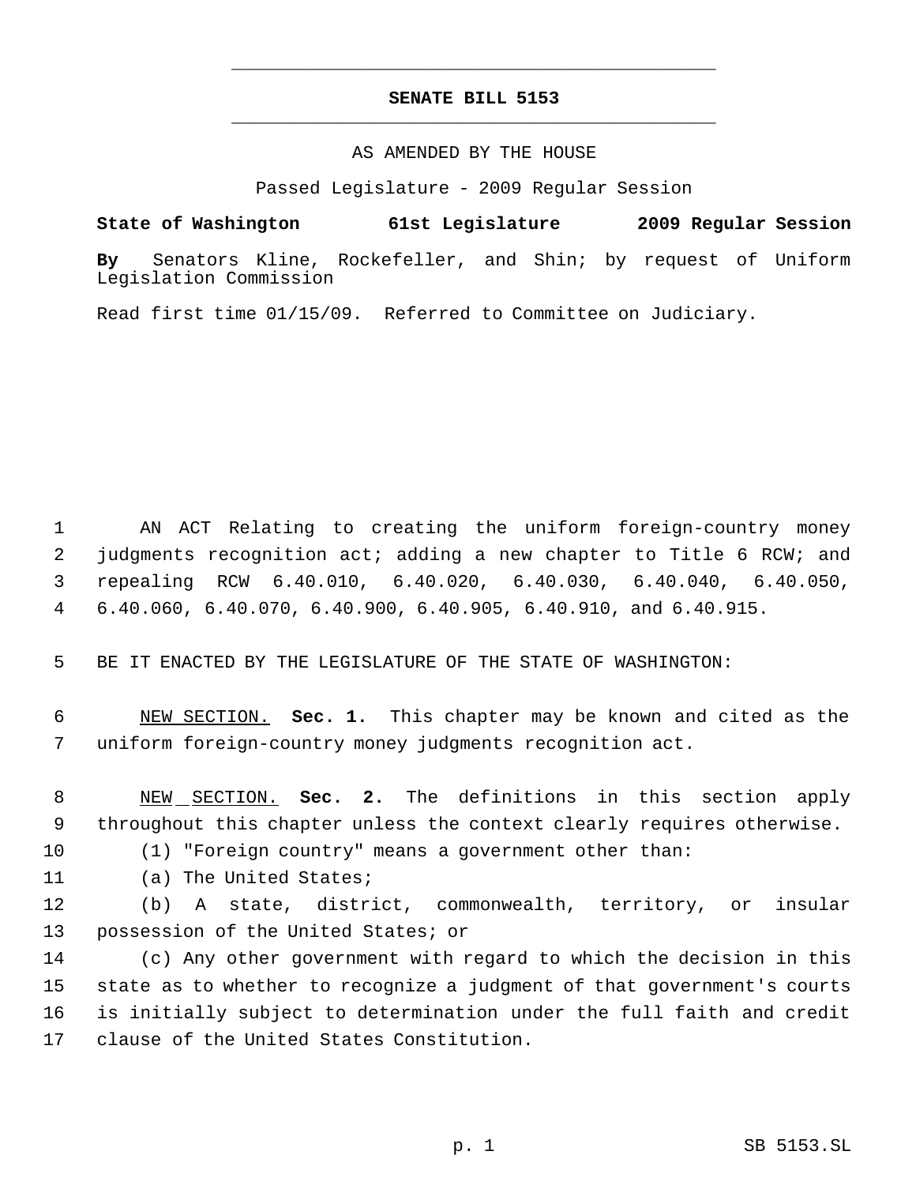# SENATE BILL 5153

AS AMENDED BY THE HOUSE

Passed Legislature - 2009 Regular Session

**State of Washington 61st Legislature 2009 Regular Session**

**By** Senators Kline, Rockefeller, and Shin; by request of Uniform Legislation Commission

Read first time 01/15/09. Referred to Committee on Judiciary.

AN ACT Relating to creating the uniform foreign-country money judgments recognition act; adding a new chapter to Title 6 RCW; and repealing RCW 6.40.010, 6.40.020, 6.40.030, 6.40.040, 6.40.050, 6.40.060, 6.40.070, 6.40.900, 6.40.905, 6.40.910, and 6.40.915.

BE IT ENACTED BY THE LEGISLATURE OF THE STATE OF WASHINGTON:

NEW SECTION. **Sec. 1.** This chapter may be known and cited as the uniform foreign-country money judgments recognition act.

NEW SECTION. **Sec. 2.** The definitions in this section apply throughout this chapter unless the context clearly requires otherwise.

(1) "Foreign country" means a government other than:

(a) The United States;

(b) A state, district, commonwealth, territory, or insular possession of the United States; or

(c) Any other government with regard to which the decision in this state as to whether to recognize a judgment of that government's courts is initially subject to determination under the full faith and credit clause of the United States Constitution.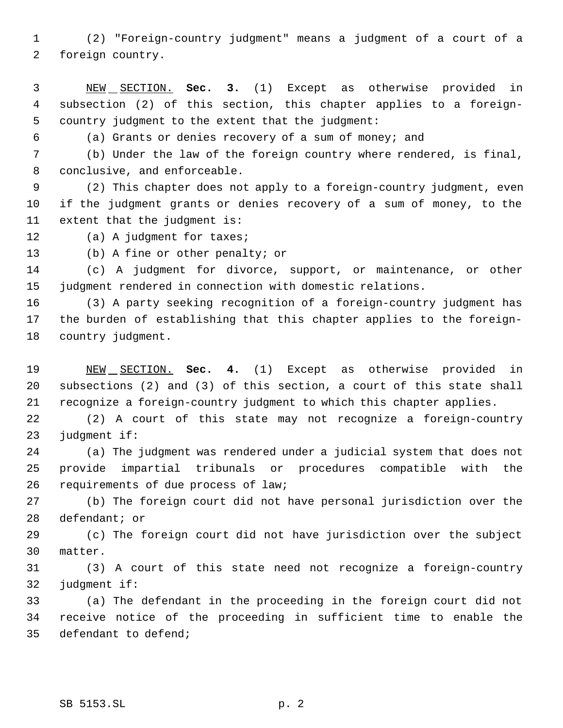(2) "Foreign-country judgment" means a judgment of a court of a foreign country.

NEW SECTION. **Sec. 3.** (1) Except as otherwise provided in subsection (2) of this section, this chapter applies to a foreign-country judgment to the extent that the judgment:

(a) Grants or denies recovery of a sum of money; and

(b) Under the law of the foreign country where rendered, is final, conclusive, and enforceable.

(2) This chapter does not apply to a foreign-country judgment, even if the judgment grants or denies recovery of a sum of money, to the extent that the judgment is:

(a) A judgment for taxes;

(b) A fine or other penalty; or

(c) A judgment for divorce, support, or maintenance, or other judgment rendered in connection with domestic relations.

(3) A party seeking recognition of a foreign-country judgment has the burden of establishing that this chapter applies to the foreign-country judgment.

NEW SECTION. **Sec. 4.** (1) Except as otherwise provided in subsections (2) and (3) of this section, a court of this state shall recognize a foreign-country judgment to which this chapter applies.

(2) A court of this state may not recognize a foreign-country judgment if:

(a) The judgment was rendered under a judicial system that does not provide impartial tribunals or procedures compatible with the requirements of due process of law;

(b) The foreign court did not have personal jurisdiction over the defendant; or

(c) The foreign court did not have jurisdiction over the subject matter.

(3) A court of this state need not recognize a foreign-country judgment if:

(a) The defendant in the proceeding in the foreign court did not receive notice of the proceeding in sufficient time to enable the defendant to defend;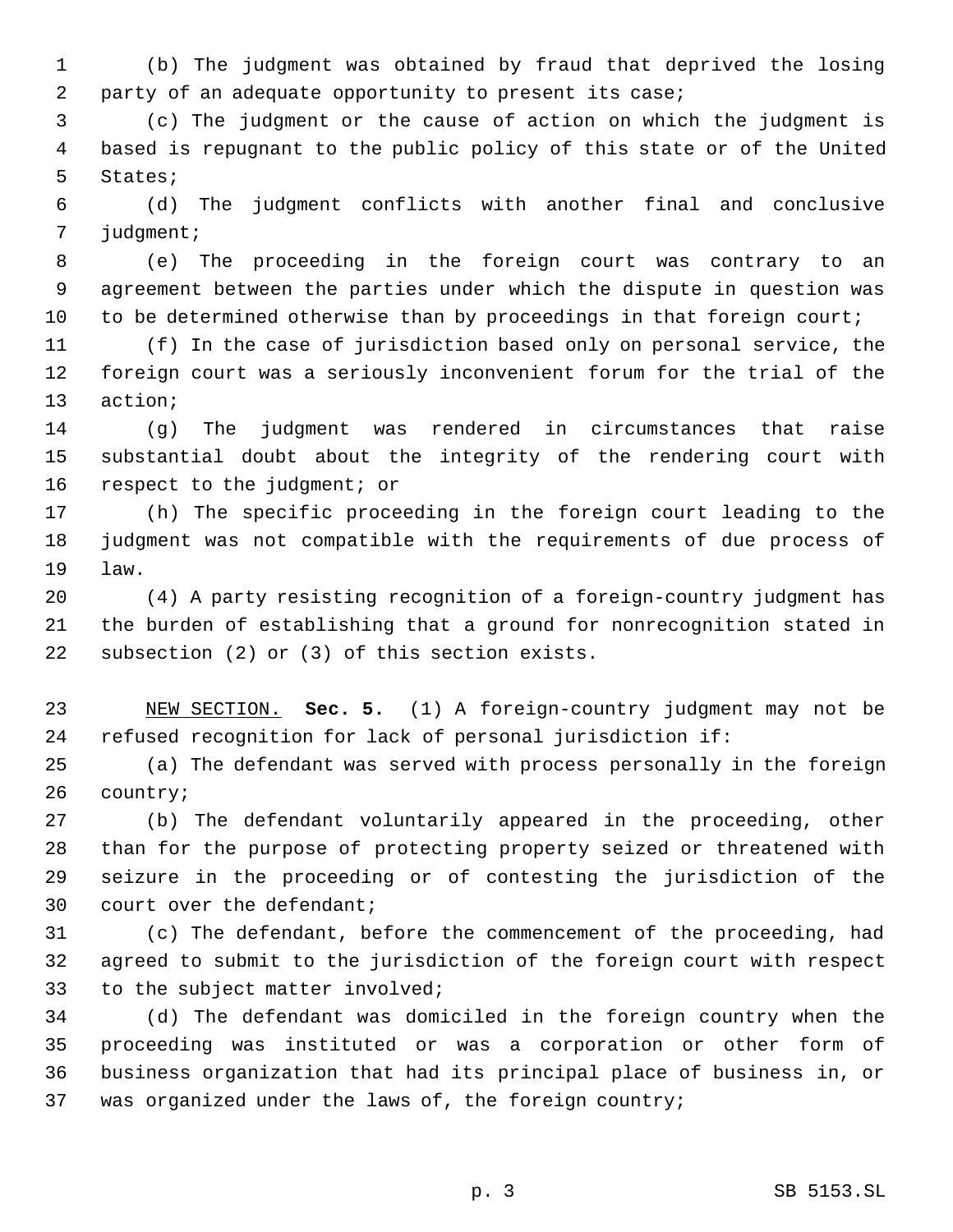(b) The judgment was obtained by fraud that deprived the losing party of an adequate opportunity to present its case;

(c) The judgment or the cause of action on which the judgment is based is repugnant to the public policy of this state or of the United States;

(d) The judgment conflicts with another final and conclusive judgment;

(e) The proceeding in the foreign court was contrary to an agreement between the parties under which the dispute in question was to be determined otherwise than by proceedings in that foreign court;

(f) In the case of jurisdiction based only on personal service, the foreign court was a seriously inconvenient forum for the trial of the action;

(g) The judgment was rendered in circumstances that raise substantial doubt about the integrity of the rendering court with respect to the judgment; or

(h) The specific proceeding in the foreign court leading to the judgment was not compatible with the requirements of due process of law.

(4) A party resisting recognition of a foreign-country judgment has the burden of establishing that a ground for nonrecognition stated in subsection (2) or (3) of this section exists.

NEW SECTION. **Sec. 5.** (1) A foreign-country judgment may not be refused recognition for lack of personal jurisdiction if:

(a) The defendant was served with process personally in the foreign country;

(b) The defendant voluntarily appeared in the proceeding, other than for the purpose of protecting property seized or threatened with seizure in the proceeding or of contesting the jurisdiction of the court over the defendant;

(c) The defendant, before the commencement of the proceeding, had agreed to submit to the jurisdiction of the foreign court with respect to the subject matter involved;

(d) The defendant was domiciled in the foreign country when the proceeding was instituted or was a corporation or other form of business organization that had its principal place of business in, or was organized under the laws of, the foreign country;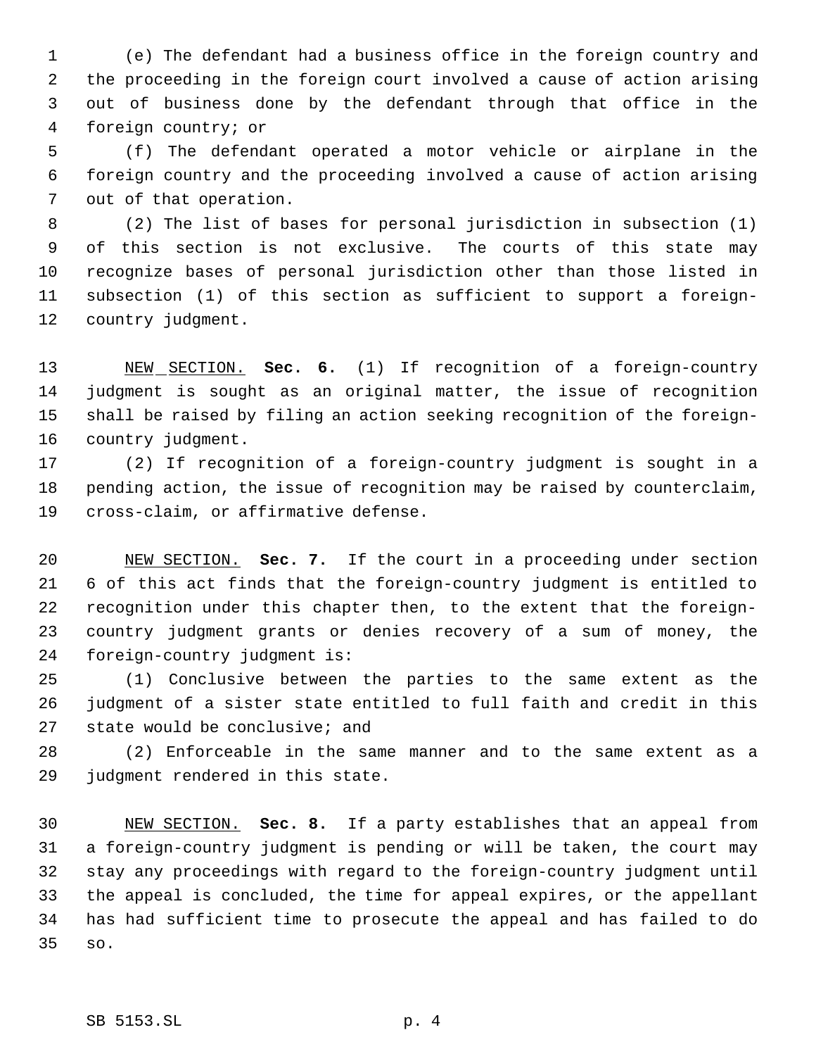(e) The defendant had a business office in the foreign country and the proceeding in the foreign court involved a cause of action arising out of business done by the defendant through that office in the foreign country; or

(f) The defendant operated a motor vehicle or airplane in the foreign country and the proceeding involved a cause of action arising out of that operation.

(2) The list of bases for personal jurisdiction in subsection (1) of this section is not exclusive. The courts of this state may recognize bases of personal jurisdiction other than those listed in subsection (1) of this section as sufficient to support a foreign-country judgment.

NEW SECTION. **Sec. 6.** (1) If recognition of a foreign-country judgment is sought as an original matter, the issue of recognition shall be raised by filing an action seeking recognition of the foreign-country judgment.

(2) If recognition of a foreign-country judgment is sought in a pending action, the issue of recognition may be raised by counterclaim, cross-claim, or affirmative defense.

NEW SECTION. **Sec. 7.** If the court in a proceeding under section 6 of this act finds that the foreign-country judgment is entitled to recognition under this chapter then, to the extent that the foreign-country judgment grants or denies recovery of a sum of money, the foreign-country judgment is:

(1) Conclusive between the parties to the same extent as the judgment of a sister state entitled to full faith and credit in this state would be conclusive; and

(2) Enforceable in the same manner and to the same extent as a judgment rendered in this state.

NEW SECTION. **Sec. 8.** If a party establishes that an appeal from a foreign-country judgment is pending or will be taken, the court may stay any proceedings with regard to the foreign-country judgment until the appeal is concluded, the time for appeal expires, or the appellant has had sufficient time to prosecute the appeal and has failed to do so.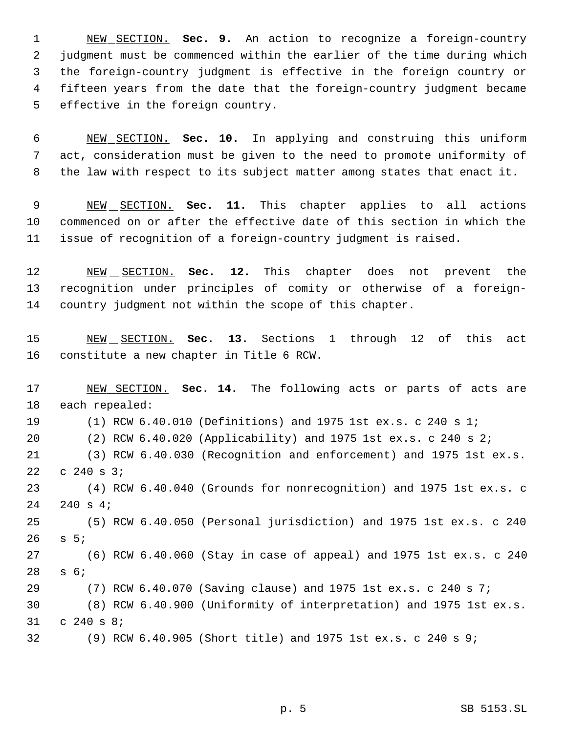NEW SECTION. **Sec. 9.** An action to recognize a foreign-country judgment must be commenced within the earlier of the time during which the foreign-country judgment is effective in the foreign country or fifteen years from the date that the foreign-country judgment became effective in the foreign country.

NEW SECTION. **Sec. 10.** In applying and construing this uniform act, consideration must be given to the need to promote uniformity of the law with respect to its subject matter among states that enact it.

NEW SECTION. **Sec. 11.** This chapter applies to all actions commenced on or after the effective date of this section in which the issue of recognition of a foreign-country judgment is raised.

NEW SECTION. **Sec. 12.** This chapter does not prevent the recognition under principles of comity or otherwise of a foreign-country judgment not within the scope of this chapter.

NEW SECTION. **Sec. 13.** Sections 1 through 12 of this act constitute a new chapter in Title 6 RCW.

NEW SECTION. **Sec. 14.** The following acts or parts of acts are each repealed:

(1) RCW 6.40.010 (Definitions) and 1975 1st ex.s. c 240 s 1;

(2) RCW 6.40.020 (Applicability) and 1975 1st ex.s. c 240 s 2;

(3) RCW 6.40.030 (Recognition and enforcement) and 1975 1st ex.s. c 240 s 3;

(4) RCW 6.40.040 (Grounds for nonrecognition) and 1975 1st ex.s. c 240 s 4;

(5) RCW 6.40.050 (Personal jurisdiction) and 1975 1st ex.s. c 240 s 5;

(6) RCW 6.40.060 (Stay in case of appeal) and 1975 1st ex.s. c 240 s 6;

(7) RCW 6.40.070 (Saving clause) and 1975 1st ex.s. c 240 s 7;

(8) RCW 6.40.900 (Uniformity of interpretation) and 1975 1st ex.s. c 240 s 8;

(9) RCW 6.40.905 (Short title) and 1975 1st ex.s. c 240 s 9;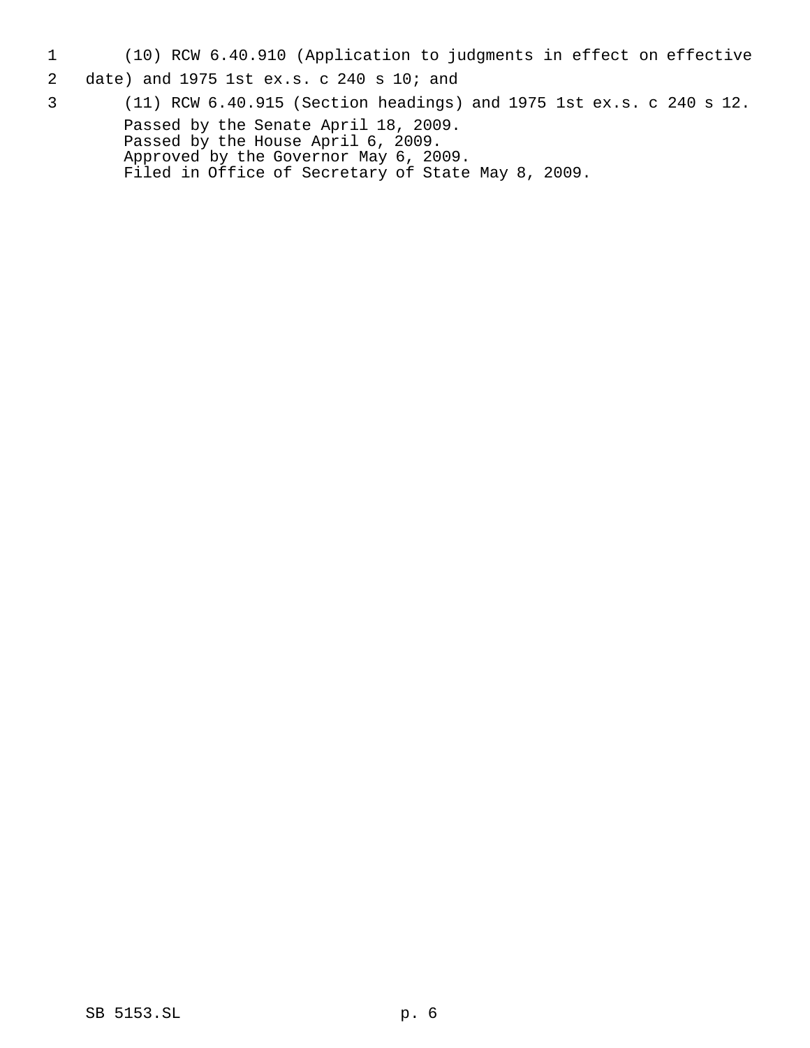(10) RCW 6.40.910 (Application to judgments in effect on effective date) and 1975 1st ex.s. c 240 s 10; and

(11) RCW 6.40.915 (Section headings) and 1975 1st ex.s. c 240 s 12.

Passed by the Senate April 18, 2009.
Passed by the House April 6, 2009.
Approved by the Governor May 6, 2009.
Filed in Office of Secretary of State May 8, 2009.